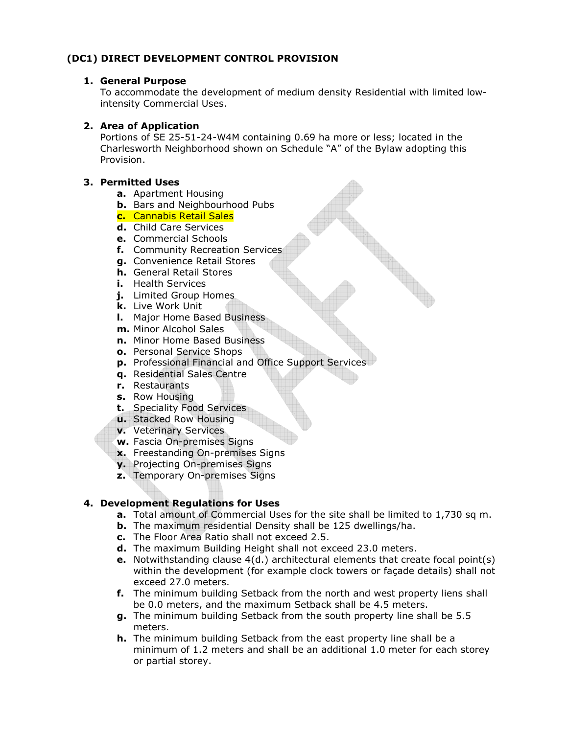# (DC1) DIRECT DEVELOPMENT CONTROL PROVISION

1. **General Purpose**
   To accommodate the development of medium density Residential with limited low-intensity Commercial Uses.

2. **Area of Application**
   Portions of SE 25-51-24-W4M containing 0.69 ha more or less; located in the Charlesworth Neighborhood shown on Schedule "A" of the Bylaw adopting this Provision.

3. **Permitted Uses**
   - **a.** Apartment Housing
   - **b.** Bars and Neighbourhood Pubs
   - **c.** Cannabis Retail Sales
   - **d.** Child Care Services
   - **e.** Commercial Schools
   - **f.** Community Recreation Services
   - **g.** Convenience Retail Stores
   - **h.** General Retail Stores
   - **i.** Health Services
   - **j.** Limited Group Homes
   - **k.** Live Work Unit
   - **l.** Major Home Based Business
   - **m.** Minor Alcohol Sales
   - **n.** Minor Home Based Business
   - **o.** Personal Service Shops
   - **p.** Professional Financial and Office Support Services
   - **q.** Residential Sales Centre
   - **r.** Restaurants
   - **s.** Row Housing
   - **t.** Speciality Food Services
   - **u.** Stacked Row Housing
   - **v.** Veterinary Services
   - **w.** Fascia On-premises Signs
   - **x.** Freestanding On-premises Signs
   - **y.** Projecting On-premises Signs
   - **z.** Temporary On-premises Signs

4. **Development Regulations for Uses**
   - **a.** Total amount of Commercial Uses for the site shall be limited to 1,730 sq m.
   - **b.** The maximum residential Density shall be 125 dwellings/ha.
   - **c.** The Floor Area Ratio shall not exceed 2.5.
   - **d.** The maximum Building Height shall not exceed 23.0 meters.
   - **e.** Notwithstanding clause 4(d.) architectural elements that create focal point(s) within the development (for example clock towers or façade details) shall not exceed 27.0 meters.
   - **f.** The minimum building Setback from the north and west property liens shall be 0.0 meters, and the maximum Setback shall be 4.5 meters.
   - **g.** The minimum building Setback from the south property line shall be 5.5 meters.
   - **h.** The minimum building Setback from the east property line shall be a minimum of 1.2 meters and shall be an additional 1.0 meter for each storey or partial storey.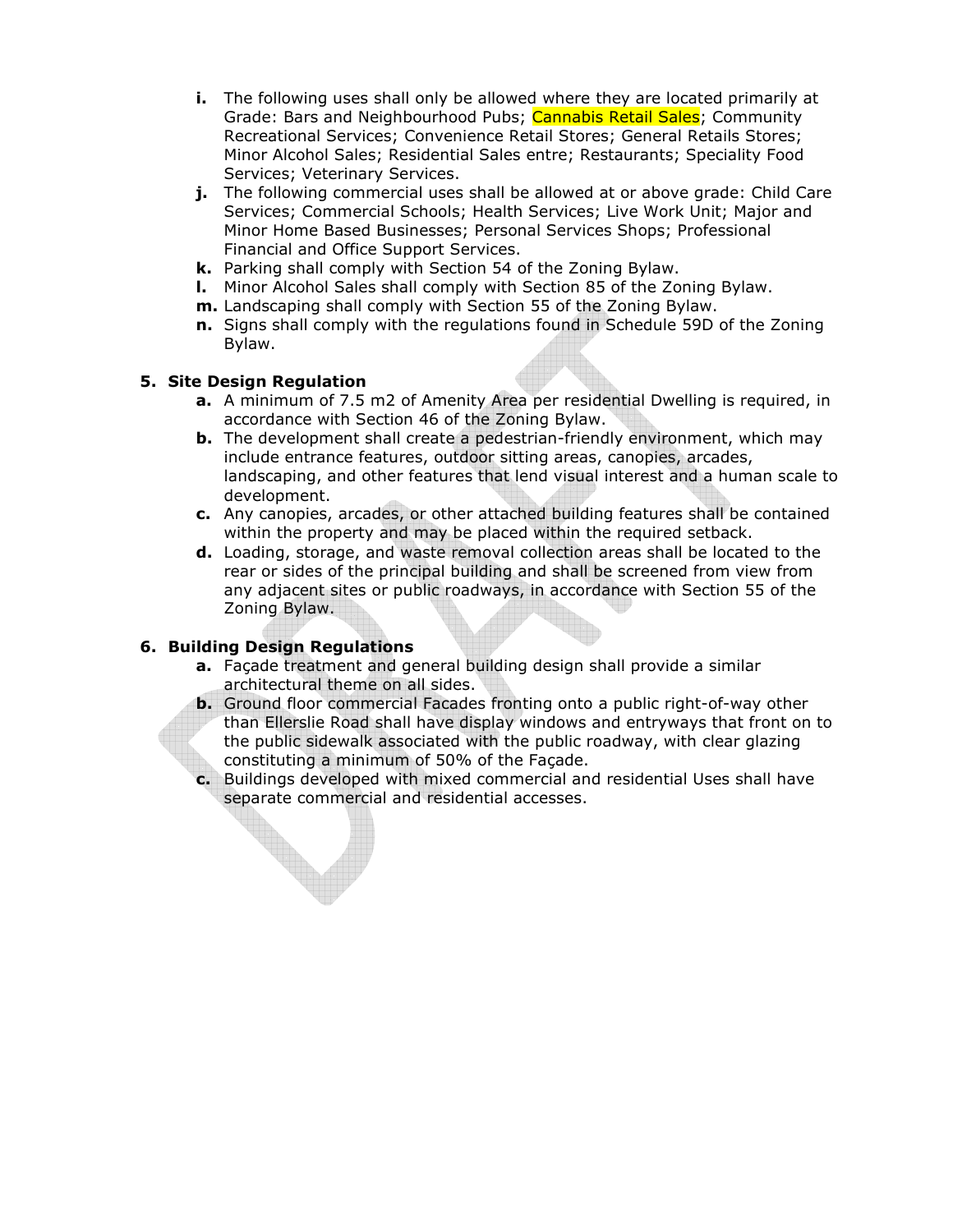- **i.** The following uses shall only be allowed where they are located primarily at Grade: Bars and Neighbourhood Pubs; Cannabis Retail Sales; Community Recreational Services; Convenience Retail Stores; General Retails Stores; Minor Alcohol Sales; Residential Sales entre; Restaurants; Speciality Food Services; Veterinary Services.
- **j.** The following commercial uses shall be allowed at or above grade: Child Care Services; Commercial Schools; Health Services; Live Work Unit; Major and Minor Home Based Businesses; Personal Services Shops; Professional Financial and Office Support Services.
- **k.** Parking shall comply with Section 54 of the Zoning Bylaw.
- **l.** Minor Alcohol Sales shall comply with Section 85 of the Zoning Bylaw.
- **m.** Landscaping shall comply with Section 55 of the Zoning Bylaw.
- **n.** Signs shall comply with the regulations found in Schedule 59D of the Zoning Bylaw.

## 5. Site Design Regulation

- **a.** A minimum of 7.5 m2 of Amenity Area per residential Dwelling is required, in accordance with Section 46 of the Zoning Bylaw.
- **b.** The development shall create a pedestrian-friendly environment, which may include entrance features, outdoor sitting areas, canopies, arcades, landscaping, and other features that lend visual interest and a human scale to development.
- **c.** Any canopies, arcades, or other attached building features shall be contained within the property and may be placed within the required setback.
- **d.** Loading, storage, and waste removal collection areas shall be located to the rear or sides of the principal building and shall be screened from view from any adjacent sites or public roadways, in accordance with Section 55 of the Zoning Bylaw.

## 6. Building Design Regulations

- **a.** Façade treatment and general building design shall provide a similar architectural theme on all sides.
- **b.** Ground floor commercial Facades fronting onto a public right-of-way other than Ellerslie Road shall have display windows and entryways that front on to the public sidewalk associated with the public roadway, with clear glazing constituting a minimum of 50% of the Façade.
- **c.** Buildings developed with mixed commercial and residential Uses shall have separate commercial and residential accesses.